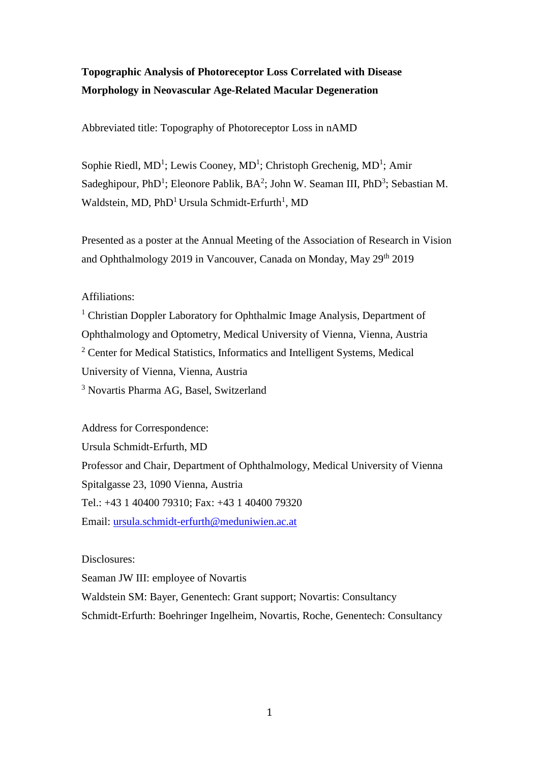**Topographic Analysis of Photoreceptor Loss Correlated with Disease Morphology in Neovascular Age-Related Macular Degeneration**

Abbreviated title: Topography of Photoreceptor Loss in nAMD

Sophie Riedl, MD[1]; Lewis Cooney, MD[1]; Christoph Grechenig, MD[1]; Amir Sadeghipour, PhD[1]; Eleonore Pablik, BA[2]; John W. Seaman III, PhD[3]; Sebastian M. Waldstein, MD, PhD[1] Ursula Schmidt-Erfurth[1], MD

Presented as a poster at the Annual Meeting of the Association of Research in Vision and Ophthalmology 2019 in Vancouver, Canada on Monday, May 29th 2019

Affiliations:

[1] Christian Doppler Laboratory for Ophthalmic Image Analysis, Department of Ophthalmology and Optometry, Medical University of Vienna, Vienna, Austria

[2] Center for Medical Statistics, Informatics and Intelligent Systems, Medical University of Vienna, Vienna, Austria

[3] Novartis Pharma AG, Basel, Switzerland

Address for Correspondence:

Ursula Schmidt-Erfurth, MD

Professor and Chair, Department of Ophthalmology, Medical University of Vienna

Spitalgasse 23, 1090 Vienna, Austria

Tel.: +43 1 40400 79310; Fax: +43 1 40400 79320

Email: ursula.schmidt-erfurth@meduniwien.ac.at

Disclosures:

Seaman JW III: employee of Novartis

Waldstein SM: Bayer, Genentech: Grant support; Novartis: Consultancy

Schmidt-Erfurth: Boehringer Ingelheim, Novartis, Roche, Genentech: Consultancy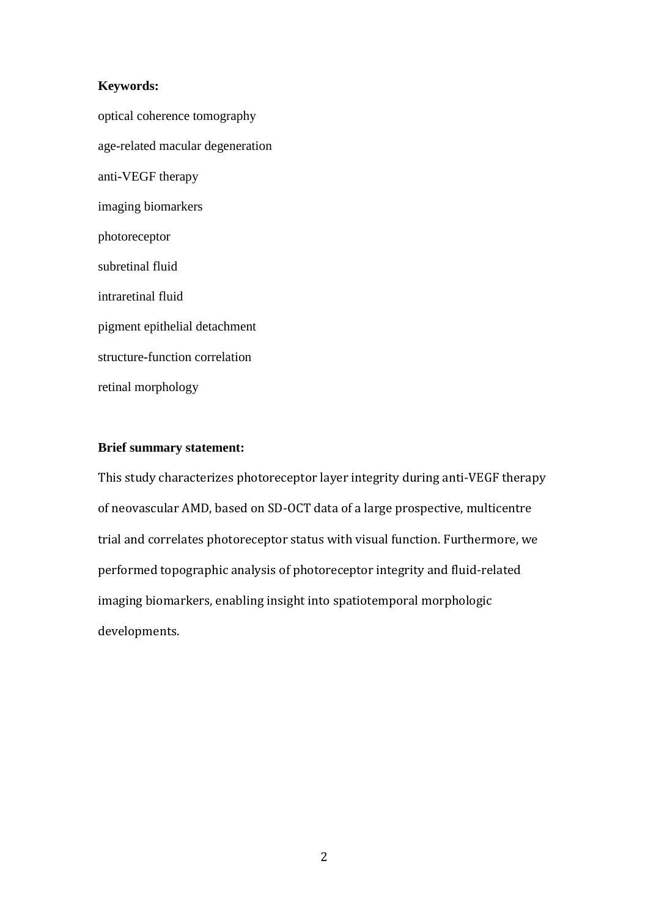**Keywords:**

optical coherence tomography

age-related macular degeneration

anti-VEGF therapy

imaging biomarkers

photoreceptor

subretinal fluid

intraretinal fluid

pigment epithelial detachment

structure-function correlation

retinal morphology

**Brief summary statement:**

This study characterizes photoreceptor layer integrity during anti-VEGF therapy of neovascular AMD, based on SD-OCT data of a large prospective, multicentre trial and correlates photoreceptor status with visual function. Furthermore, we performed topographic analysis of photoreceptor integrity and fluid-related imaging biomarkers, enabling insight into spatiotemporal morphologic developments.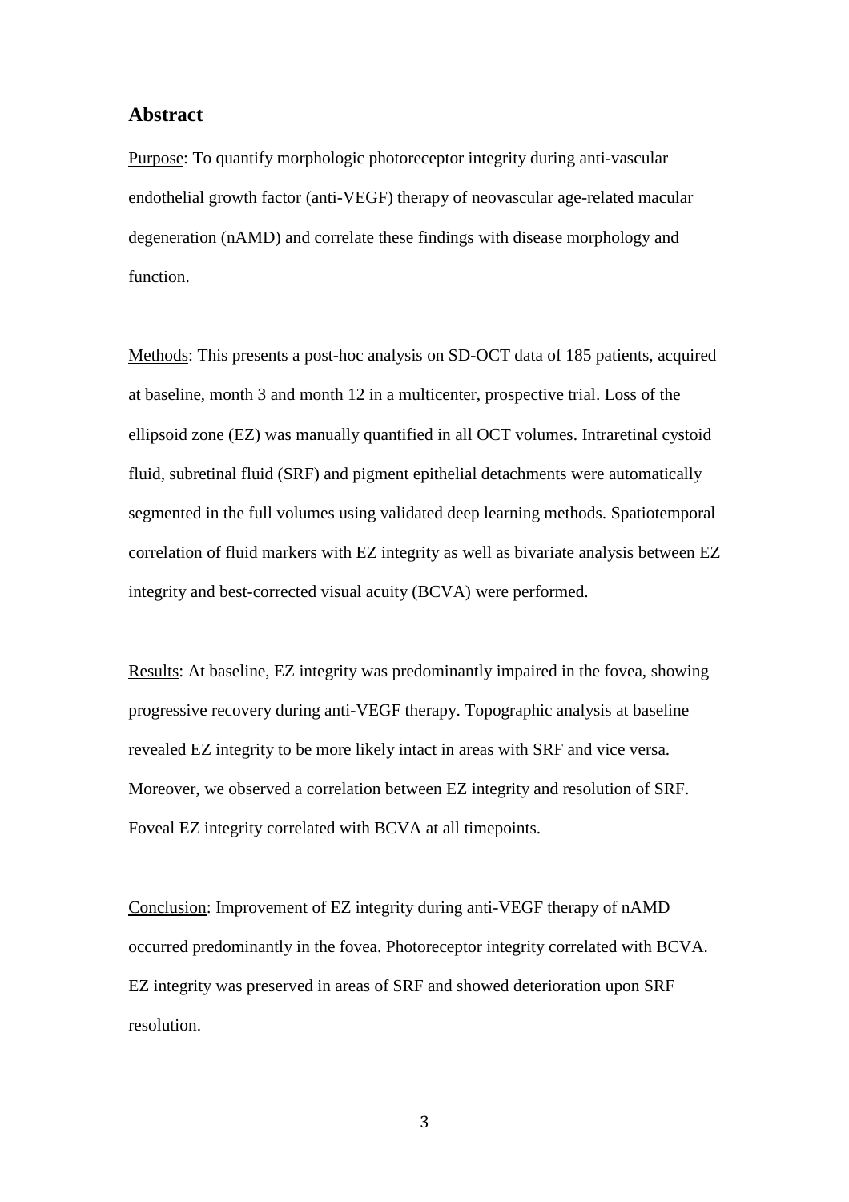## Abstract

Purpose: To quantify morphologic photoreceptor integrity during anti-vascular endothelial growth factor (anti-VEGF) therapy of neovascular age-related macular degeneration (nAMD) and correlate these findings with disease morphology and function.

Methods: This presents a post-hoc analysis on SD-OCT data of 185 patients, acquired at baseline, month 3 and month 12 in a multicenter, prospective trial. Loss of the ellipsoid zone (EZ) was manually quantified in all OCT volumes. Intraretinal cystoid fluid, subretinal fluid (SRF) and pigment epithelial detachments were automatically segmented in the full volumes using validated deep learning methods. Spatiotemporal correlation of fluid markers with EZ integrity as well as bivariate analysis between EZ integrity and best-corrected visual acuity (BCVA) were performed.

Results: At baseline, EZ integrity was predominantly impaired in the fovea, showing progressive recovery during anti-VEGF therapy. Topographic analysis at baseline revealed EZ integrity to be more likely intact in areas with SRF and vice versa. Moreover, we observed a correlation between EZ integrity and resolution of SRF. Foveal EZ integrity correlated with BCVA at all timepoints.

Conclusion: Improvement of EZ integrity during anti-VEGF therapy of nAMD occurred predominantly in the fovea. Photoreceptor integrity correlated with BCVA. EZ integrity was preserved in areas of SRF and showed deterioration upon SRF resolution.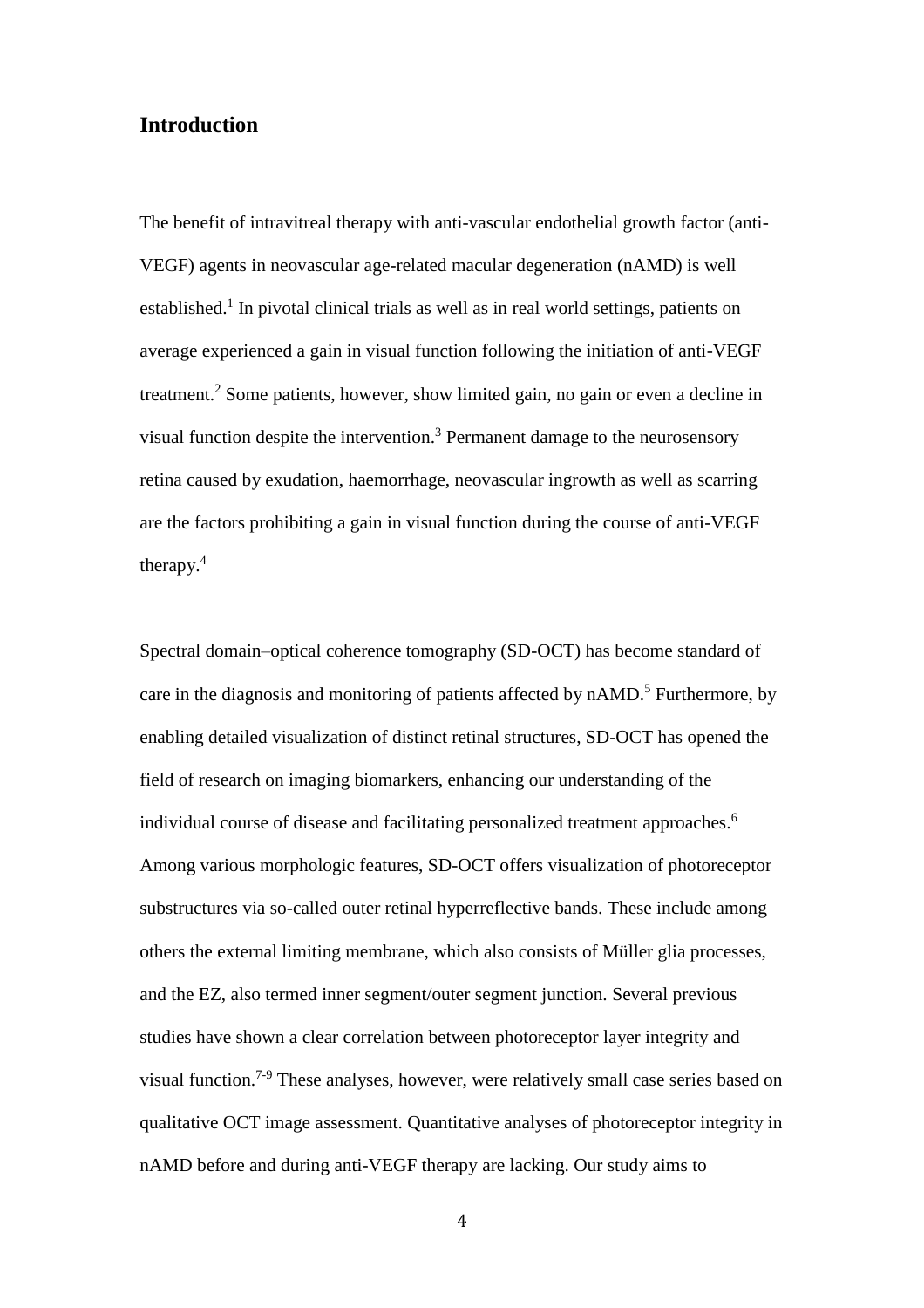## Introduction

The benefit of intravitreal therapy with anti-vascular endothelial growth factor (anti-VEGF) agents in neovascular age-related macular degeneration (nAMD) is well established.[1] In pivotal clinical trials as well as in real world settings, patients on average experienced a gain in visual function following the initiation of anti-VEGF treatment.[2] Some patients, however, show limited gain, no gain or even a decline in visual function despite the intervention.[3] Permanent damage to the neurosensory retina caused by exudation, haemorrhage, neovascular ingrowth as well as scarring are the factors prohibiting a gain in visual function during the course of anti-VEGF therapy.[4]

Spectral domain–optical coherence tomography (SD-OCT) has become standard of care in the diagnosis and monitoring of patients affected by nAMD.[5] Furthermore, by enabling detailed visualization of distinct retinal structures, SD-OCT has opened the field of research on imaging biomarkers, enhancing our understanding of the individual course of disease and facilitating personalized treatment approaches.[6] Among various morphologic features, SD-OCT offers visualization of photoreceptor substructures via so-called outer retinal hyperreflective bands. These include among others the external limiting membrane, which also consists of Müller glia processes, and the EZ, also termed inner segment/outer segment junction. Several previous studies have shown a clear correlation between photoreceptor layer integrity and visual function.[7-9] These analyses, however, were relatively small case series based on qualitative OCT image assessment. Quantitative analyses of photoreceptor integrity in nAMD before and during anti-VEGF therapy are lacking. Our study aims to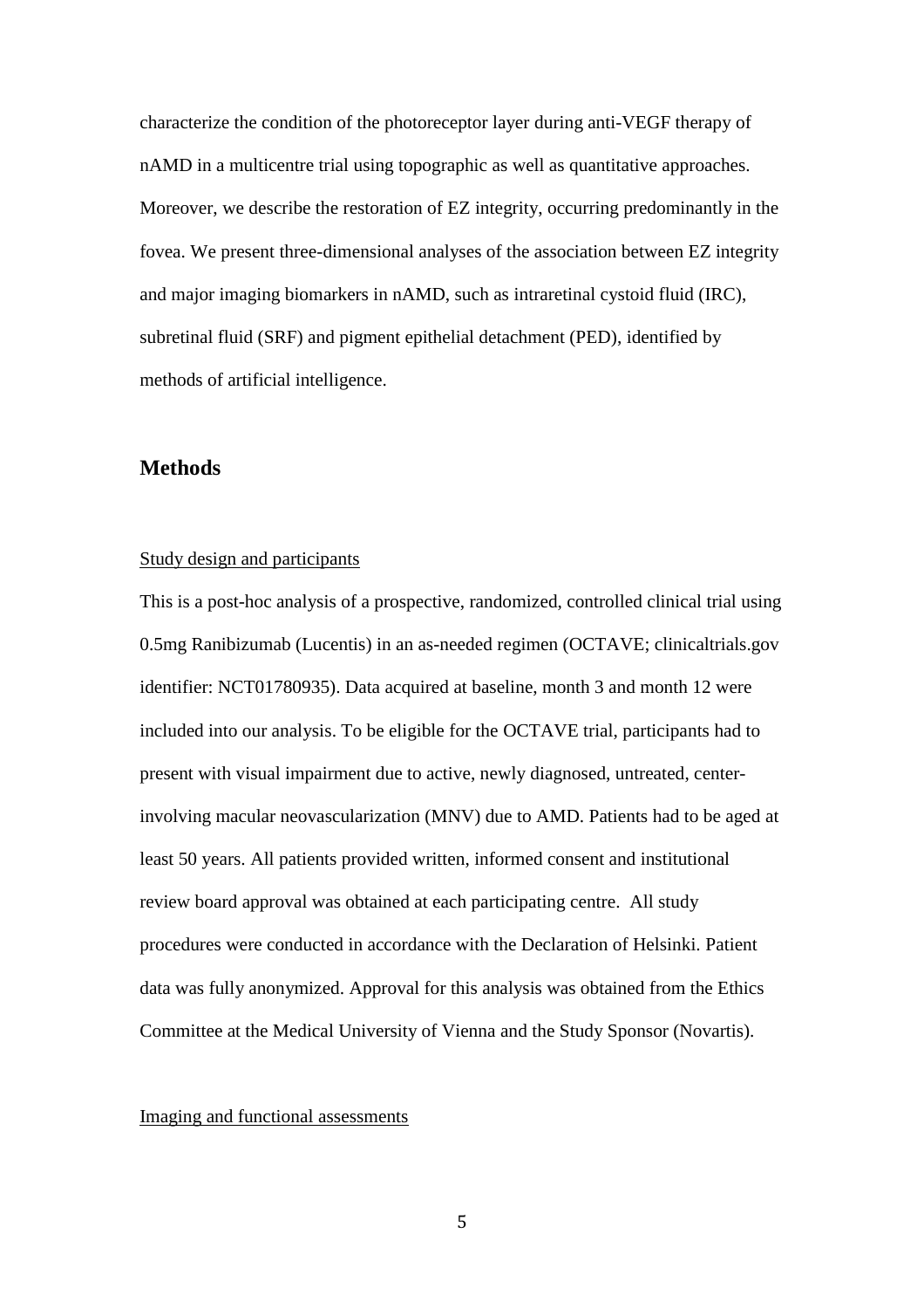characterize the condition of the photoreceptor layer during anti-VEGF therapy of nAMD in a multicentre trial using topographic as well as quantitative approaches. Moreover, we describe the restoration of EZ integrity, occurring predominantly in the fovea. We present three-dimensional analyses of the association between EZ integrity and major imaging biomarkers in nAMD, such as intraretinal cystoid fluid (IRC), subretinal fluid (SRF) and pigment epithelial detachment (PED), identified by methods of artificial intelligence.

## Methods

### Study design and participants

This is a post-hoc analysis of a prospective, randomized, controlled clinical trial using 0.5mg Ranibizumab (Lucentis) in an as-needed regimen (OCTAVE; clinicaltrials.gov identifier: NCT01780935). Data acquired at baseline, month 3 and month 12 were included into our analysis. To be eligible for the OCTAVE trial, participants had to present with visual impairment due to active, newly diagnosed, untreated, center-involving macular neovascularization (MNV) due to AMD. Patients had to be aged at least 50 years. All patients provided written, informed consent and institutional review board approval was obtained at each participating centre. All study procedures were conducted in accordance with the Declaration of Helsinki. Patient data was fully anonymized. Approval for this analysis was obtained from the Ethics Committee at the Medical University of Vienna and the Study Sponsor (Novartis).

### Imaging and functional assessments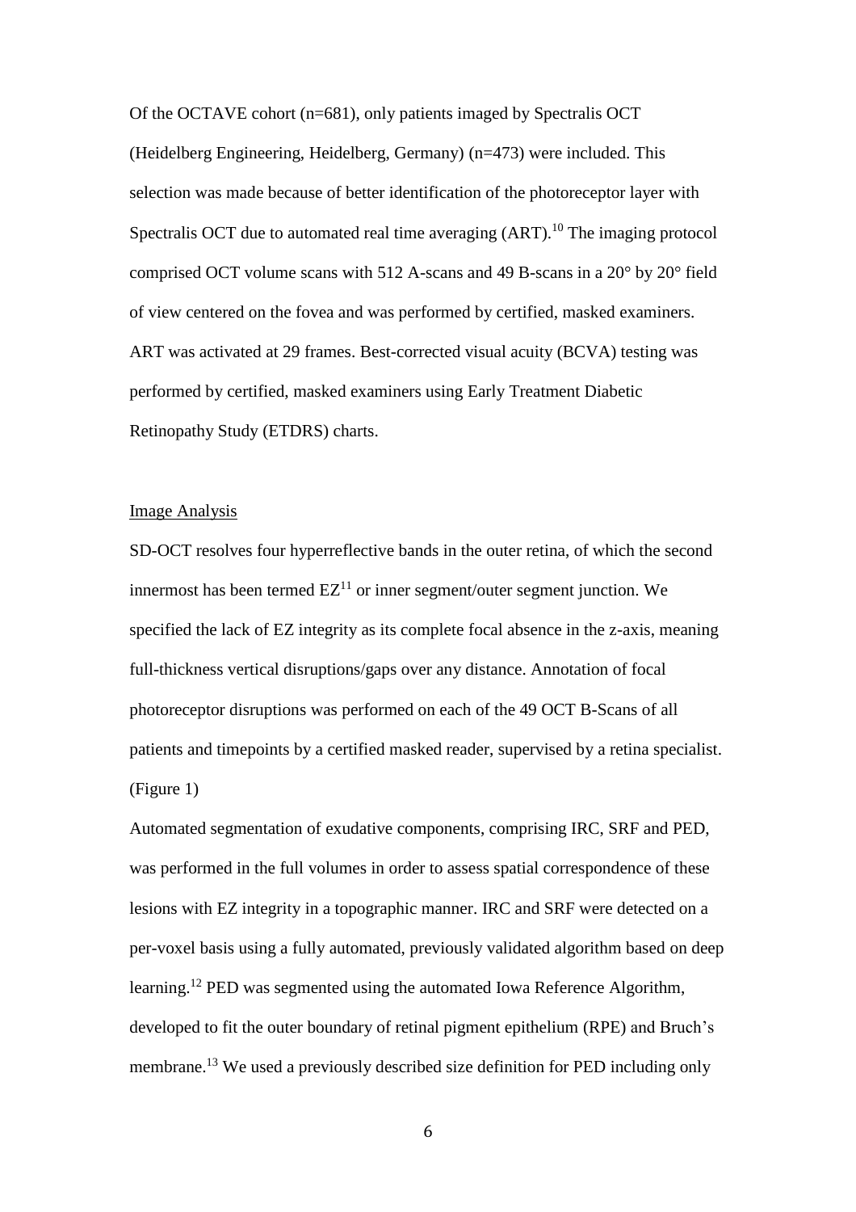Of the OCTAVE cohort (n=681), only patients imaged by Spectralis OCT (Heidelberg Engineering, Heidelberg, Germany) (n=473) were included. This selection was made because of better identification of the photoreceptor layer with Spectralis OCT due to automated real time averaging (ART).[10] The imaging protocol comprised OCT volume scans with 512 A-scans and 49 B-scans in a 20° by 20° field of view centered on the fovea and was performed by certified, masked examiners. ART was activated at 29 frames. Best-corrected visual acuity (BCVA) testing was performed by certified, masked examiners using Early Treatment Diabetic Retinopathy Study (ETDRS) charts.

Image Analysis

SD-OCT resolves four hyperreflective bands in the outer retina, of which the second innermost has been termed EZ[11] or inner segment/outer segment junction. We specified the lack of EZ integrity as its complete focal absence in the z-axis, meaning full-thickness vertical disruptions/gaps over any distance. Annotation of focal photoreceptor disruptions was performed on each of the 49 OCT B-Scans of all patients and timepoints by a certified masked reader, supervised by a retina specialist. (Figure 1)

Automated segmentation of exudative components, comprising IRC, SRF and PED, was performed in the full volumes in order to assess spatial correspondence of these lesions with EZ integrity in a topographic manner. IRC and SRF were detected on a per-voxel basis using a fully automated, previously validated algorithm based on deep learning.[12] PED was segmented using the automated Iowa Reference Algorithm, developed to fit the outer boundary of retinal pigment epithelium (RPE) and Bruch's membrane.[13] We used a previously described size definition for PED including only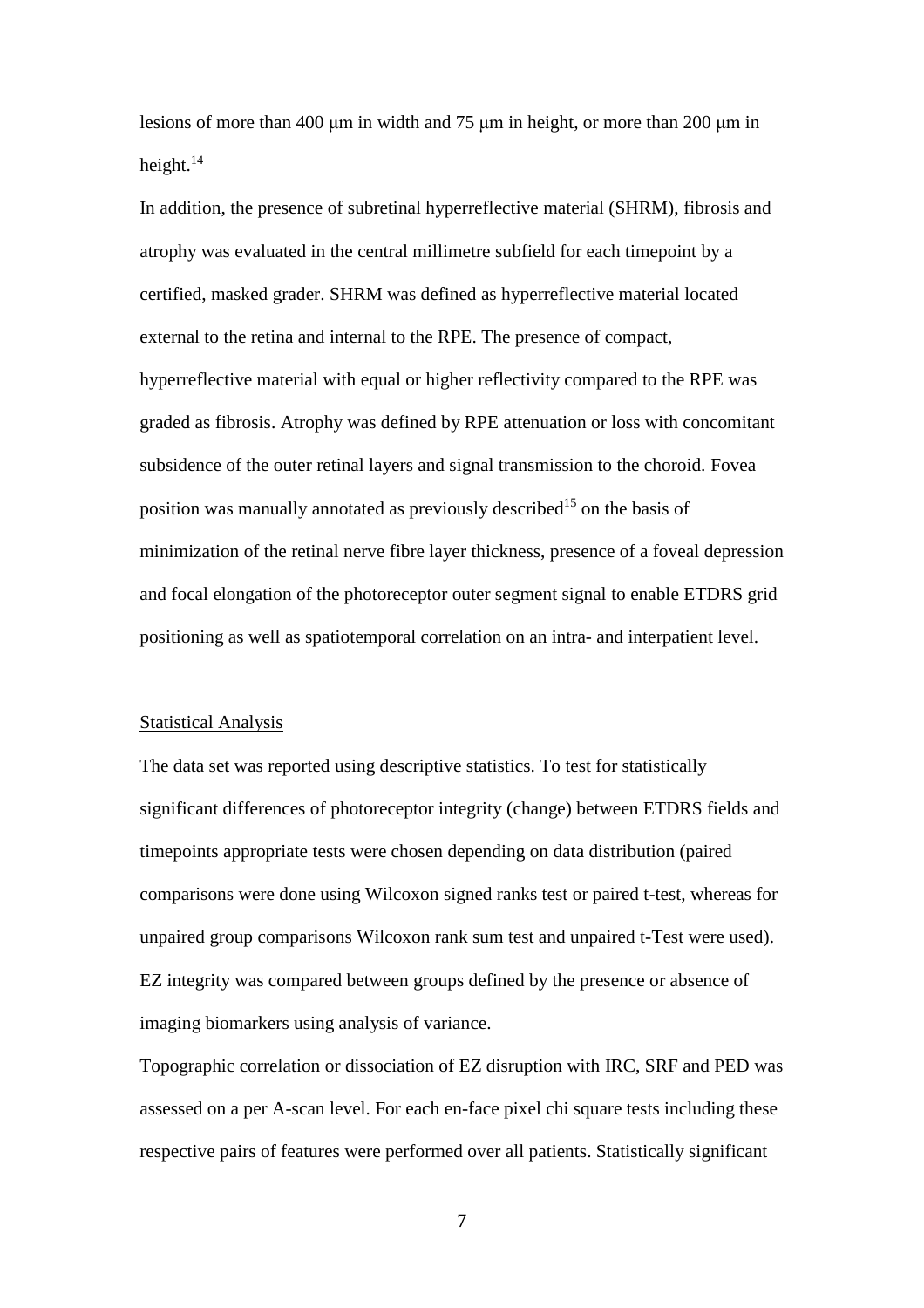lesions of more than 400 μm in width and 75 μm in height, or more than 200 μm in height.[14]

In addition, the presence of subretinal hyperreflective material (SHRM), fibrosis and atrophy was evaluated in the central millimetre subfield for each timepoint by a certified, masked grader. SHRM was defined as hyperreflective material located external to the retina and internal to the RPE. The presence of compact, hyperreflective material with equal or higher reflectivity compared to the RPE was graded as fibrosis. Atrophy was defined by RPE attenuation or loss with concomitant subsidence of the outer retinal layers and signal transmission to the choroid. Fovea position was manually annotated as previously described[15] on the basis of minimization of the retinal nerve fibre layer thickness, presence of a foveal depression and focal elongation of the photoreceptor outer segment signal to enable ETDRS grid positioning as well as spatiotemporal correlation on an intra- and interpatient level.

## Statistical Analysis

The data set was reported using descriptive statistics. To test for statistically significant differences of photoreceptor integrity (change) between ETDRS fields and timepoints appropriate tests were chosen depending on data distribution (paired comparisons were done using Wilcoxon signed ranks test or paired t-test, whereas for unpaired group comparisons Wilcoxon rank sum test and unpaired t-Test were used). EZ integrity was compared between groups defined by the presence or absence of imaging biomarkers using analysis of variance.

Topographic correlation or dissociation of EZ disruption with IRC, SRF and PED was assessed on a per A-scan level. For each en-face pixel chi square tests including these respective pairs of features were performed over all patients. Statistically significant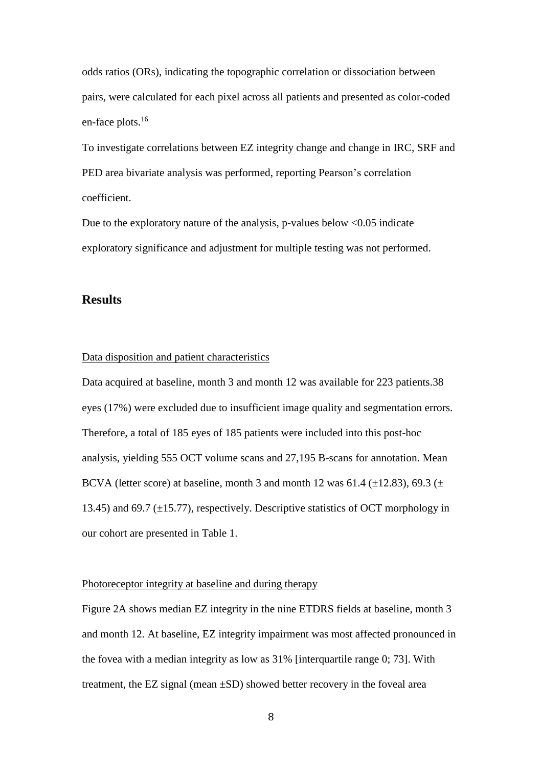odds ratios (ORs), indicating the topographic correlation or dissociation between pairs, were calculated for each pixel across all patients and presented as color-coded en-face plots.[16]

To investigate correlations between EZ integrity change and change in IRC, SRF and PED area bivariate analysis was performed, reporting Pearson's correlation coefficient.

Due to the exploratory nature of the analysis, p-values below <0.05 indicate exploratory significance and adjustment for multiple testing was not performed.

## Results

### Data disposition and patient characteristics

Data acquired at baseline, month 3 and month 12 was available for 223 patients.38 eyes (17%) were excluded due to insufficient image quality and segmentation errors. Therefore, a total of 185 eyes of 185 patients were included into this post-hoc analysis, yielding 555 OCT volume scans and 27,195 B-scans for annotation. Mean BCVA (letter score) at baseline, month 3 and month 12 was 61.4 (±12.83), 69.3 (± 13.45) and 69.7 (±15.77), respectively. Descriptive statistics of OCT morphology in our cohort are presented in Table 1.

### Photoreceptor integrity at baseline and during therapy

Figure 2A shows median EZ integrity in the nine ETDRS fields at baseline, month 3 and month 12. At baseline, EZ integrity impairment was most affected pronounced in the fovea with a median integrity as low as 31% [interquartile range 0; 73]. With treatment, the EZ signal (mean ±SD) showed better recovery in the foveal area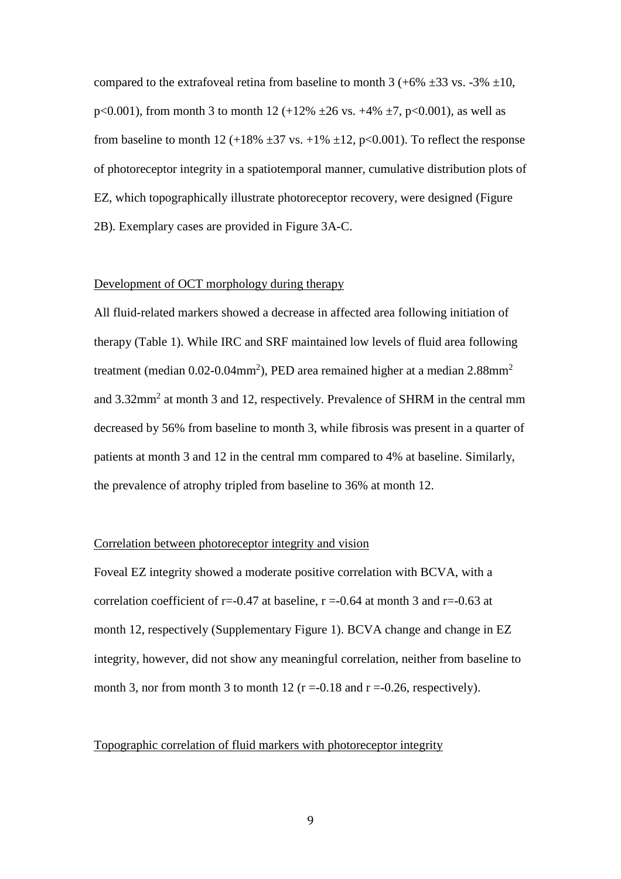compared to the extrafoveal retina from baseline to month 3 (+6% ±33 vs. -3% ±10, $p<0.001$), from month 3 to month 12 (+12% ±26 vs. +4% ±7, $p<0.001$), as well as from baseline to month 12 (+18% ±37 vs. +1% ±12, $p<0.001$). To reflect the response of photoreceptor integrity in a spatiotemporal manner, cumulative distribution plots of EZ, which topographically illustrate photoreceptor recovery, were designed (Figure 2B). Exemplary cases are provided in Figure 3A-C.

## Development of OCT morphology during therapy

All fluid-related markers showed a decrease in affected area following initiation of therapy (Table 1). While IRC and SRF maintained low levels of fluid area following treatment (median 0.02-0.04mm$^2$), PED area remained higher at a median 2.88mm$^2$ and 3.32mm$^2$ at month 3 and 12, respectively. Prevalence of SHRM in the central mm decreased by 56% from baseline to month 3, while fibrosis was present in a quarter of patients at month 3 and 12 in the central mm compared to 4% at baseline. Similarly, the prevalence of atrophy tripled from baseline to 36% at month 12.

## Correlation between photoreceptor integrity and vision

Foveal EZ integrity showed a moderate positive correlation with BCVA, with a correlation coefficient of $r=-0.47$ at baseline, $r=-0.64$ at month 3 and $r=-0.63$ at month 12, respectively (Supplementary Figure 1). BCVA change and change in EZ integrity, however, did not show any meaningful correlation, neither from baseline to month 3, nor from month 3 to month 12 ($r=-0.18$ and $r=-0.26$, respectively).

## Topographic correlation of fluid markers with photoreceptor integrity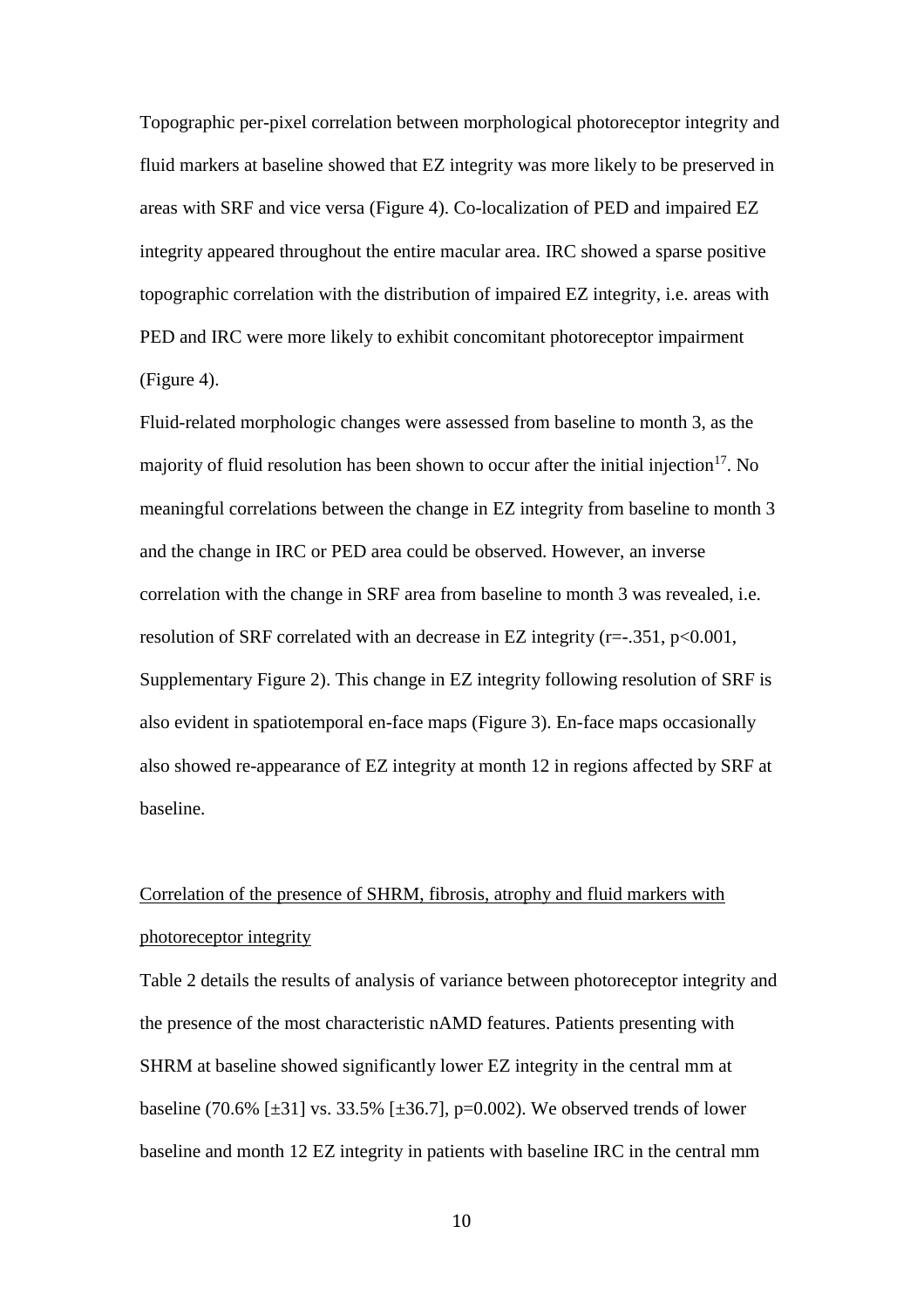Topographic per-pixel correlation between morphological photoreceptor integrity and fluid markers at baseline showed that EZ integrity was more likely to be preserved in areas with SRF and vice versa (Figure 4). Co-localization of PED and impaired EZ integrity appeared throughout the entire macular area. IRC showed a sparse positive topographic correlation with the distribution of impaired EZ integrity, i.e. areas with PED and IRC were more likely to exhibit concomitant photoreceptor impairment (Figure 4).

Fluid-related morphologic changes were assessed from baseline to month 3, as the majority of fluid resolution has been shown to occur after the initial injection[17]. No meaningful correlations between the change in EZ integrity from baseline to month 3 and the change in IRC or PED area could be observed. However, an inverse correlation with the change in SRF area from baseline to month 3 was revealed, i.e. resolution of SRF correlated with an decrease in EZ integrity ($r=-.351$, $p<0.001$, Supplementary Figure 2). This change in EZ integrity following resolution of SRF is also evident in spatiotemporal en-face maps (Figure 3). En-face maps occasionally also showed re-appearance of EZ integrity at month 12 in regions affected by SRF at baseline.

<u>Correlation of the presence of SHRM, fibrosis, atrophy and fluid markers with photoreceptor integrity</u>

Table 2 details the results of analysis of variance between photoreceptor integrity and the presence of the most characteristic nAMD features. Patients presenting with SHRM at baseline showed significantly lower EZ integrity in the central mm at baseline (70.6% [±31] vs. 33.5% [±36.7], $p=0.002$). We observed trends of lower baseline and month 12 EZ integrity in patients with baseline IRC in the central mm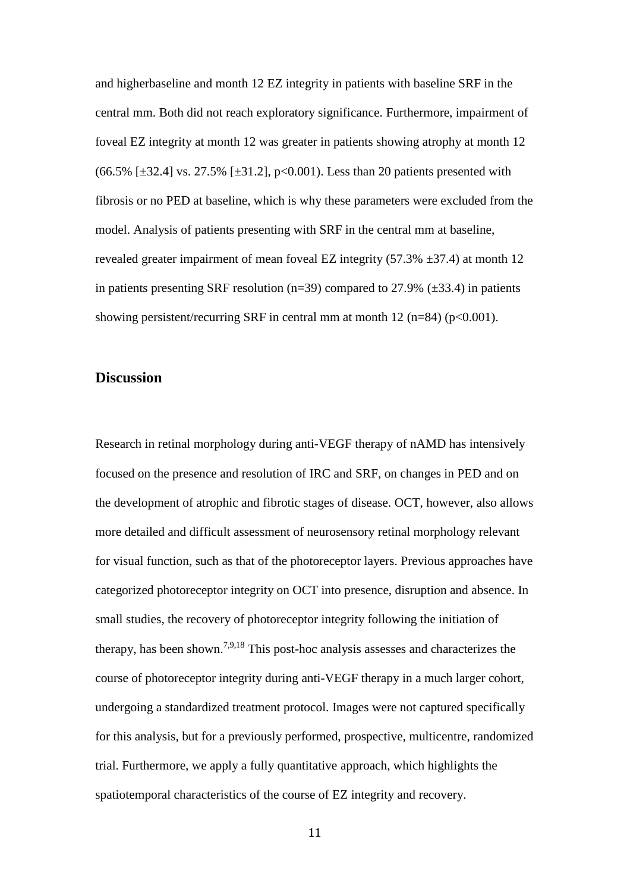and higherbaseline and month 12 EZ integrity in patients with baseline SRF in the central mm. Both did not reach exploratory significance. Furthermore, impairment of foveal EZ integrity at month 12 was greater in patients showing atrophy at month 12 (66.5% [±32.4] vs. 27.5% [±31.2], $p<0.001$). Less than 20 patients presented with fibrosis or no PED at baseline, which is why these parameters were excluded from the model. Analysis of patients presenting with SRF in the central mm at baseline, revealed greater impairment of mean foveal EZ integrity (57.3% ±37.4) at month 12 in patients presenting SRF resolution (n=39) compared to 27.9% (±33.4) in patients showing persistent/recurring SRF in central mm at month 12 (n=84) ($p<0.001$).

## Discussion

Research in retinal morphology during anti-VEGF therapy of nAMD has intensively focused on the presence and resolution of IRC and SRF, on changes in PED and on the development of atrophic and fibrotic stages of disease. OCT, however, also allows more detailed and difficult assessment of neurosensory retinal morphology relevant for visual function, such as that of the photoreceptor layers. Previous approaches have categorized photoreceptor integrity on OCT into presence, disruption and absence. In small studies, the recovery of photoreceptor integrity following the initiation of therapy, has been shown.[7,9,18] This post-hoc analysis assesses and characterizes the course of photoreceptor integrity during anti-VEGF therapy in a much larger cohort, undergoing a standardized treatment protocol. Images were not captured specifically for this analysis, but for a previously performed, prospective, multicentre, randomized trial. Furthermore, we apply a fully quantitative approach, which highlights the spatiotemporal characteristics of the course of EZ integrity and recovery.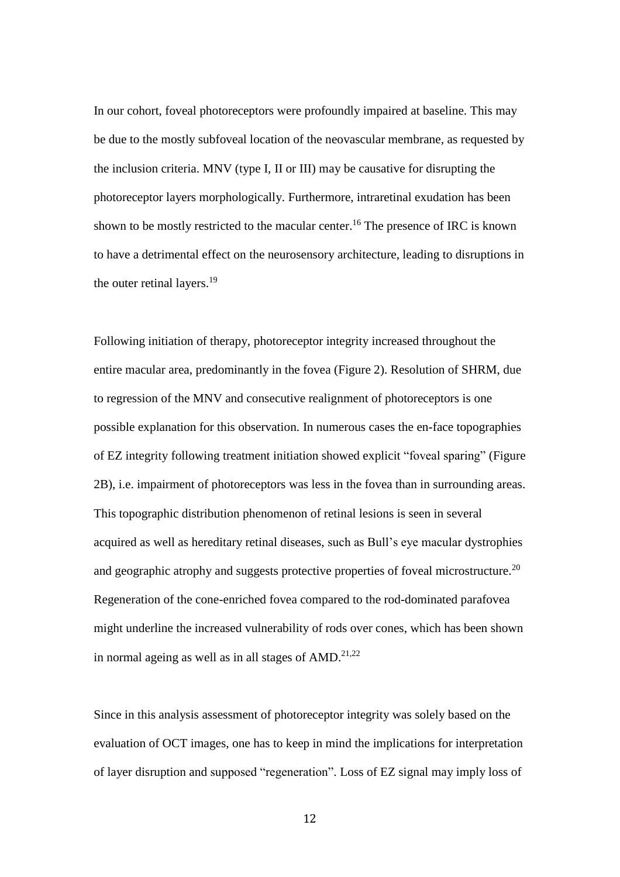In our cohort, foveal photoreceptors were profoundly impaired at baseline. This may be due to the mostly subfoveal location of the neovascular membrane, as requested by the inclusion criteria. MNV (type I, II or III) may be causative for disrupting the photoreceptor layers morphologically. Furthermore, intraretinal exudation has been shown to be mostly restricted to the macular center.[16] The presence of IRC is known to have a detrimental effect on the neurosensory architecture, leading to disruptions in the outer retinal layers.[19]

Following initiation of therapy, photoreceptor integrity increased throughout the entire macular area, predominantly in the fovea (Figure 2). Resolution of SHRM, due to regression of the MNV and consecutive realignment of photoreceptors is one possible explanation for this observation. In numerous cases the en-face topographies of EZ integrity following treatment initiation showed explicit "foveal sparing" (Figure 2B), i.e. impairment of photoreceptors was less in the fovea than in surrounding areas. This topographic distribution phenomenon of retinal lesions is seen in several acquired as well as hereditary retinal diseases, such as Bull's eye macular dystrophies and geographic atrophy and suggests protective properties of foveal microstructure.[20] Regeneration of the cone-enriched fovea compared to the rod-dominated parafovea might underline the increased vulnerability of rods over cones, which has been shown in normal ageing as well as in all stages of AMD.[21,22]

Since in this analysis assessment of photoreceptor integrity was solely based on the evaluation of OCT images, one has to keep in mind the implications for interpretation of layer disruption and supposed "regeneration". Loss of EZ signal may imply loss of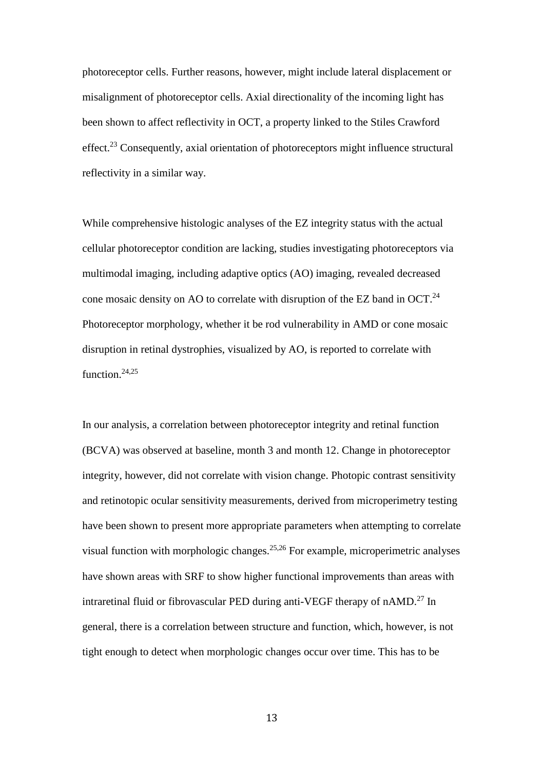photoreceptor cells. Further reasons, however, might include lateral displacement or misalignment of photoreceptor cells. Axial directionality of the incoming light has been shown to affect reflectivity in OCT, a property linked to the Stiles Crawford effect.[23] Consequently, axial orientation of photoreceptors might influence structural reflectivity in a similar way.

While comprehensive histologic analyses of the EZ integrity status with the actual cellular photoreceptor condition are lacking, studies investigating photoreceptors via multimodal imaging, including adaptive optics (AO) imaging, revealed decreased cone mosaic density on AO to correlate with disruption of the EZ band in OCT.[24] Photoreceptor morphology, whether it be rod vulnerability in AMD or cone mosaic disruption in retinal dystrophies, visualized by AO, is reported to correlate with function.[24,25]

In our analysis, a correlation between photoreceptor integrity and retinal function (BCVA) was observed at baseline, month 3 and month 12. Change in photoreceptor integrity, however, did not correlate with vision change. Photopic contrast sensitivity and retinotopic ocular sensitivity measurements, derived from microperimetry testing have been shown to present more appropriate parameters when attempting to correlate visual function with morphologic changes.[25,26] For example, microperimetric analyses have shown areas with SRF to show higher functional improvements than areas with intraretinal fluid or fibrovascular PED during anti-VEGF therapy of nAMD.[27] In general, there is a correlation between structure and function, which, however, is not tight enough to detect when morphologic changes occur over time. This has to be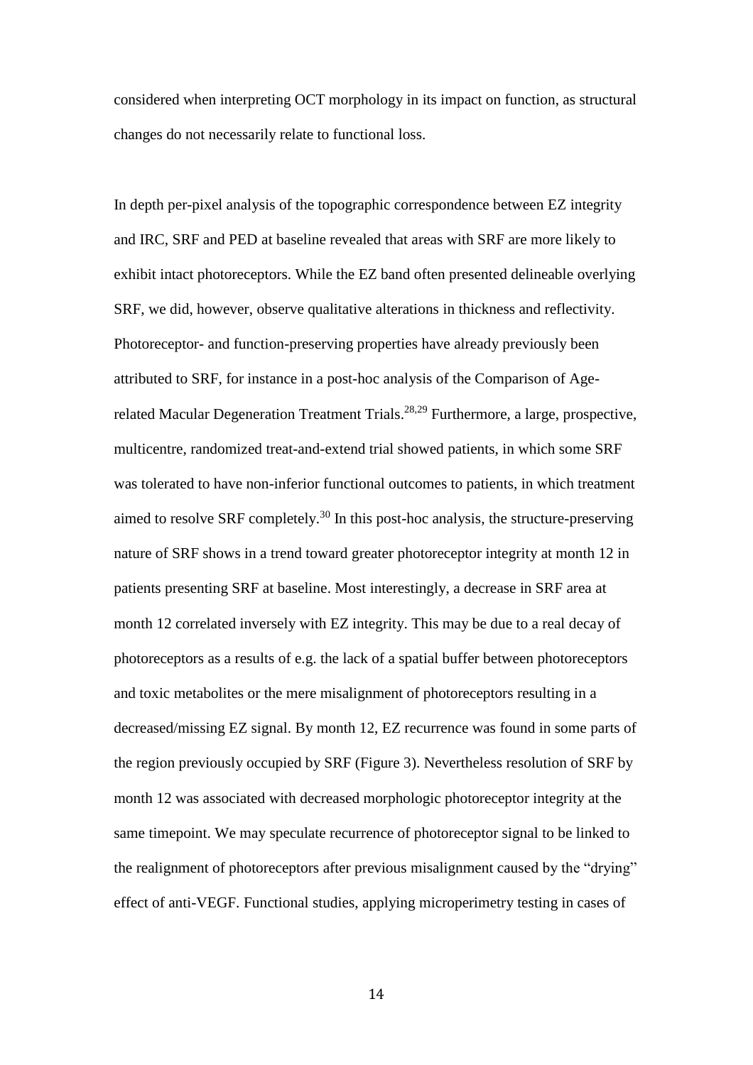considered when interpreting OCT morphology in its impact on function, as structural changes do not necessarily relate to functional loss.

In depth per-pixel analysis of the topographic correspondence between EZ integrity and IRC, SRF and PED at baseline revealed that areas with SRF are more likely to exhibit intact photoreceptors. While the EZ band often presented delineable overlying SRF, we did, however, observe qualitative alterations in thickness and reflectivity. Photoreceptor- and function-preserving properties have already previously been attributed to SRF, for instance in a post-hoc analysis of the Comparison of Age-related Macular Degeneration Treatment Trials.[28,29] Furthermore, a large, prospective, multicentre, randomized treat-and-extend trial showed patients, in which some SRF was tolerated to have non-inferior functional outcomes to patients, in which treatment aimed to resolve SRF completely.[30] In this post-hoc analysis, the structure-preserving nature of SRF shows in a trend toward greater photoreceptor integrity at month 12 in patients presenting SRF at baseline. Most interestingly, a decrease in SRF area at month 12 correlated inversely with EZ integrity. This may be due to a real decay of photoreceptors as a results of e.g. the lack of a spatial buffer between photoreceptors and toxic metabolites or the mere misalignment of photoreceptors resulting in a decreased/missing EZ signal. By month 12, EZ recurrence was found in some parts of the region previously occupied by SRF (Figure 3). Nevertheless resolution of SRF by month 12 was associated with decreased morphologic photoreceptor integrity at the same timepoint. We may speculate recurrence of photoreceptor signal to be linked to the realignment of photoreceptors after previous misalignment caused by the "drying" effect of anti-VEGF. Functional studies, applying microperimetry testing in cases of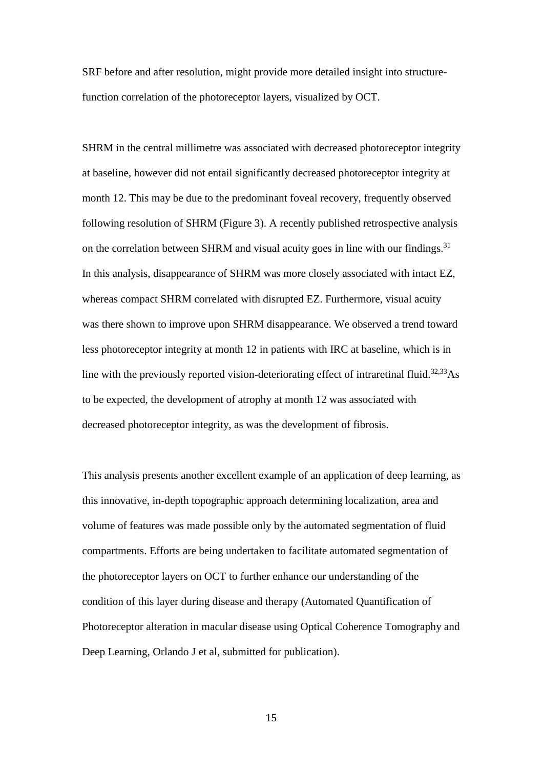SRF before and after resolution, might provide more detailed insight into structure-function correlation of the photoreceptor layers, visualized by OCT.

SHRM in the central millimetre was associated with decreased photoreceptor integrity at baseline, however did not entail significantly decreased photoreceptor integrity at month 12. This may be due to the predominant foveal recovery, frequently observed following resolution of SHRM (Figure 3). A recently published retrospective analysis on the correlation between SHRM and visual acuity goes in line with our findings.[31] In this analysis, disappearance of SHRM was more closely associated with intact EZ, whereas compact SHRM correlated with disrupted EZ. Furthermore, visual acuity was there shown to improve upon SHRM disappearance. We observed a trend toward less photoreceptor integrity at month 12 in patients with IRC at baseline, which is in line with the previously reported vision-deteriorating effect of intraretinal fluid.[32,33]As to be expected, the development of atrophy at month 12 was associated with decreased photoreceptor integrity, as was the development of fibrosis.

This analysis presents another excellent example of an application of deep learning, as this innovative, in-depth topographic approach determining localization, area and volume of features was made possible only by the automated segmentation of fluid compartments. Efforts are being undertaken to facilitate automated segmentation of the photoreceptor layers on OCT to further enhance our understanding of the condition of this layer during disease and therapy (Automated Quantification of Photoreceptor alteration in macular disease using Optical Coherence Tomography and Deep Learning, Orlando J et al, submitted for publication).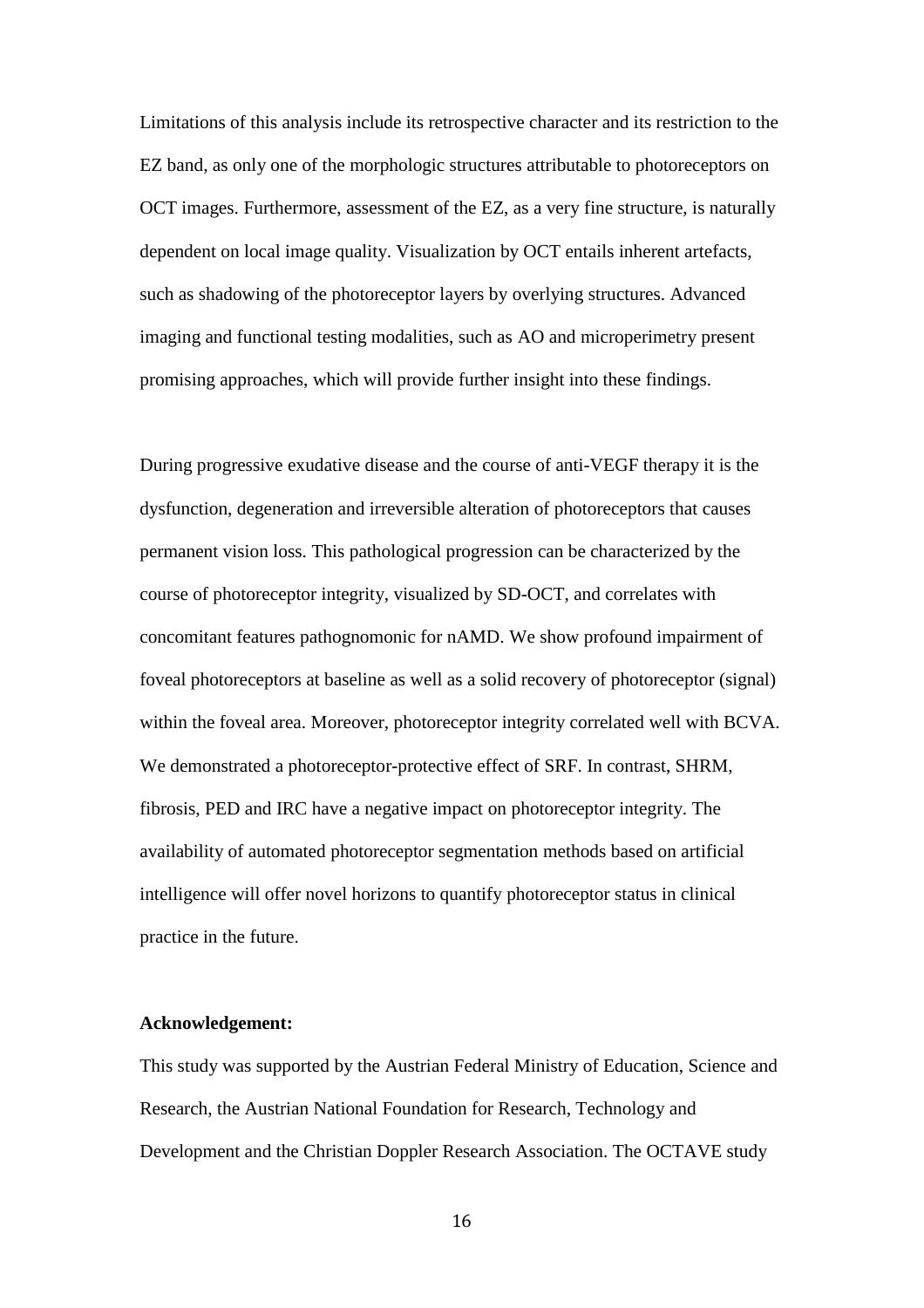Limitations of this analysis include its retrospective character and its restriction to the EZ band, as only one of the morphologic structures attributable to photoreceptors on OCT images. Furthermore, assessment of the EZ, as a very fine structure, is naturally dependent on local image quality. Visualization by OCT entails inherent artefacts, such as shadowing of the photoreceptor layers by overlying structures. Advanced imaging and functional testing modalities, such as AO and microperimetry present promising approaches, which will provide further insight into these findings.

During progressive exudative disease and the course of anti-VEGF therapy it is the dysfunction, degeneration and irreversible alteration of photoreceptors that causes permanent vision loss. This pathological progression can be characterized by the course of photoreceptor integrity, visualized by SD-OCT, and correlates with concomitant features pathognomonic for nAMD. We show profound impairment of foveal photoreceptors at baseline as well as a solid recovery of photoreceptor (signal) within the foveal area. Moreover, photoreceptor integrity correlated well with BCVA. We demonstrated a photoreceptor-protective effect of SRF. In contrast, SHRM, fibrosis, PED and IRC have a negative impact on photoreceptor integrity. The availability of automated photoreceptor segmentation methods based on artificial intelligence will offer novel horizons to quantify photoreceptor status in clinical practice in the future.

**Acknowledgement:**

This study was supported by the Austrian Federal Ministry of Education, Science and Research, the Austrian National Foundation for Research, Technology and Development and the Christian Doppler Research Association. The OCTAVE study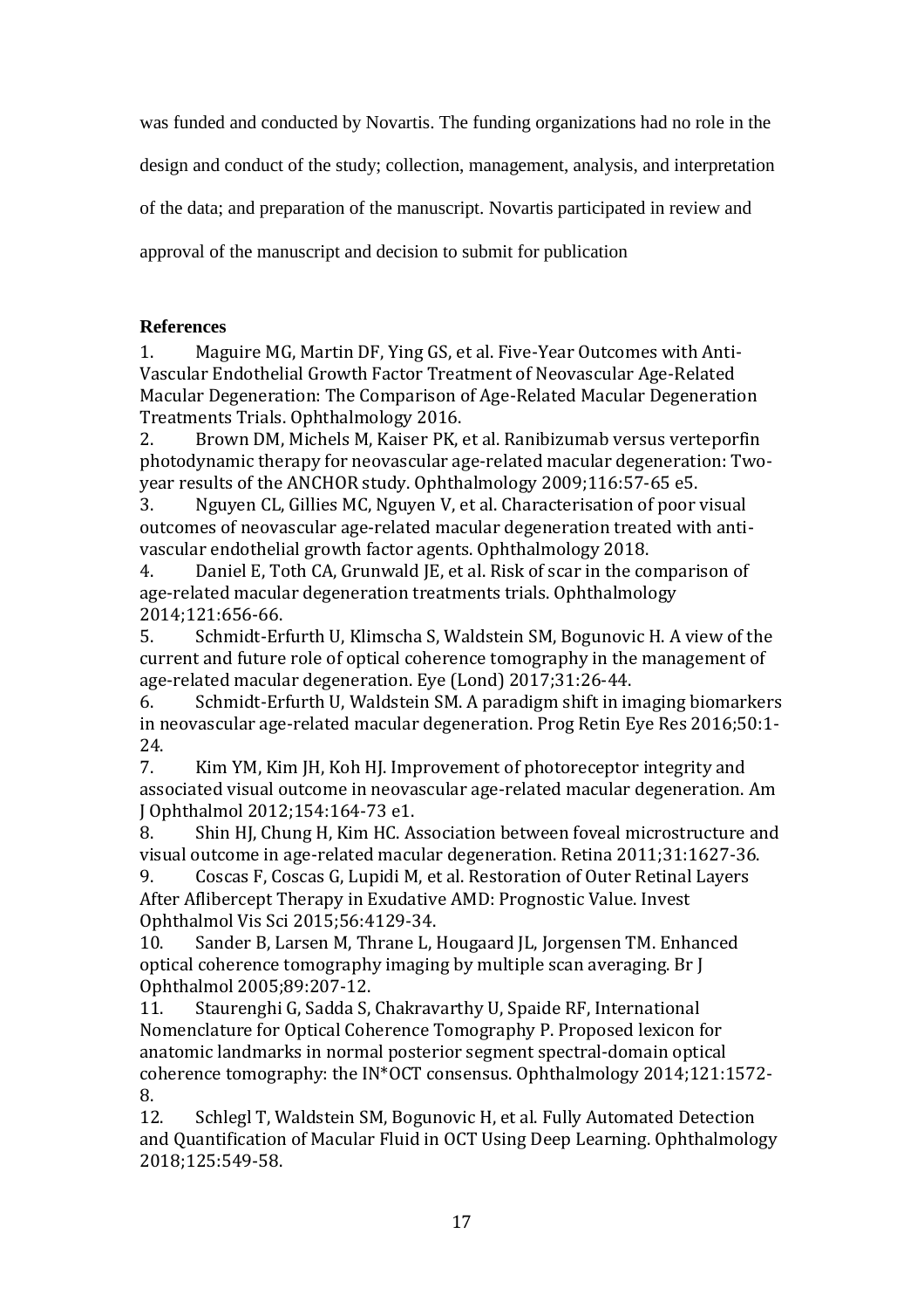was funded and conducted by Novartis. The funding organizations had no role in the design and conduct of the study; collection, management, analysis, and interpretation of the data; and preparation of the manuscript. Novartis participated in review and approval of the manuscript and decision to submit for publication

## References

1. Maguire MG, Martin DF, Ying GS, et al. Five-Year Outcomes with Anti-Vascular Endothelial Growth Factor Treatment of Neovascular Age-Related Macular Degeneration: The Comparison of Age-Related Macular Degeneration Treatments Trials. Ophthalmology 2016.
2. Brown DM, Michels M, Kaiser PK, et al. Ranibizumab versus verteporfin photodynamic therapy for neovascular age-related macular degeneration: Two-year results of the ANCHOR study. Ophthalmology 2009;116:57-65 e5.
3. Nguyen CL, Gillies MC, Nguyen V, et al. Characterisation of poor visual outcomes of neovascular age-related macular degeneration treated with anti-vascular endothelial growth factor agents. Ophthalmology 2018.
4. Daniel E, Toth CA, Grunwald JE, et al. Risk of scar in the comparison of age-related macular degeneration treatments trials. Ophthalmology 2014;121:656-66.
5. Schmidt-Erfurth U, Klimscha S, Waldstein SM, Bogunovic H. A view of the current and future role of optical coherence tomography in the management of age-related macular degeneration. Eye (Lond) 2017;31:26-44.
6. Schmidt-Erfurth U, Waldstein SM. A paradigm shift in imaging biomarkers in neovascular age-related macular degeneration. Prog Retin Eye Res 2016;50:1-24.
7. Kim YM, Kim JH, Koh HJ. Improvement of photoreceptor integrity and associated visual outcome in neovascular age-related macular degeneration. Am J Ophthalmol 2012;154:164-73 e1.
8. Shin HJ, Chung H, Kim HC. Association between foveal microstructure and visual outcome in age-related macular degeneration. Retina 2011;31:1627-36.
9. Coscas F, Coscas G, Lupidi M, et al. Restoration of Outer Retinal Layers After Aflibercept Therapy in Exudative AMD: Prognostic Value. Invest Ophthalmol Vis Sci 2015;56:4129-34.
10. Sander B, Larsen M, Thrane L, Hougaard JL, Jorgensen TM. Enhanced optical coherence tomography imaging by multiple scan averaging. Br J Ophthalmol 2005;89:207-12.
11. Staurenghi G, Sadda S, Chakravarthy U, Spaide RF, International Nomenclature for Optical Coherence Tomography P. Proposed lexicon for anatomic landmarks in normal posterior segment spectral-domain optical coherence tomography: the IN*OCT consensus. Ophthalmology 2014;121:1572-8.
12. Schlegl T, Waldstein SM, Bogunovic H, et al. Fully Automated Detection and Quantification of Macular Fluid in OCT Using Deep Learning. Ophthalmology 2018;125:549-58.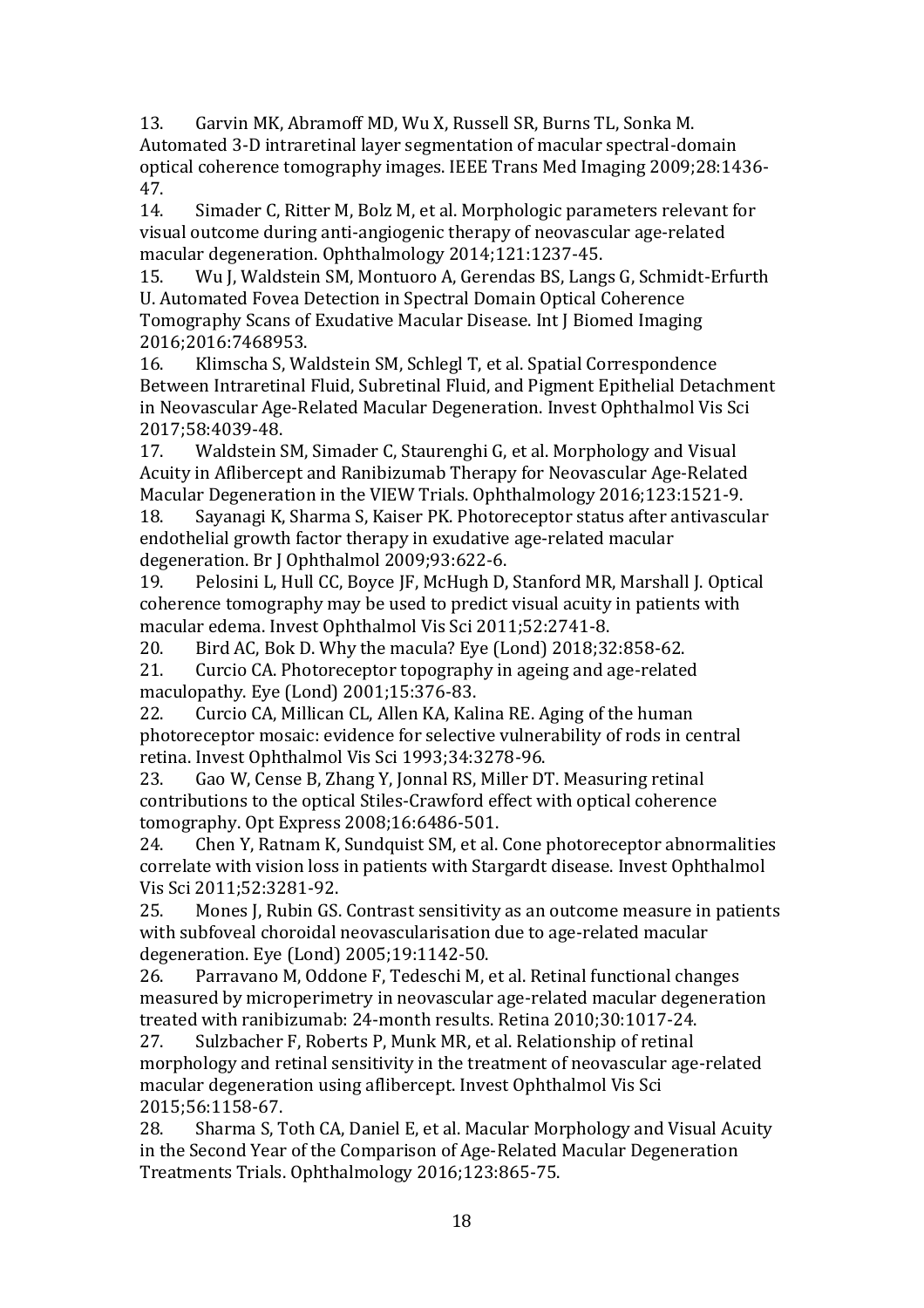13. Garvin MK, Abramoff MD, Wu X, Russell SR, Burns TL, Sonka M. Automated 3-D intraretinal layer segmentation of macular spectral-domain optical coherence tomography images. IEEE Trans Med Imaging 2009;28:1436-47.
14. Simader C, Ritter M, Bolz M, et al. Morphologic parameters relevant for visual outcome during anti-angiogenic therapy of neovascular age-related macular degeneration. Ophthalmology 2014;121:1237-45.
15. Wu J, Waldstein SM, Montuoro A, Gerendas BS, Langs G, Schmidt-Erfurth U. Automated Fovea Detection in Spectral Domain Optical Coherence Tomography Scans of Exudative Macular Disease. Int J Biomed Imaging 2016;2016:7468953.
16. Klimscha S, Waldstein SM, Schlegl T, et al. Spatial Correspondence Between Intraretinal Fluid, Subretinal Fluid, and Pigment Epithelial Detachment in Neovascular Age-Related Macular Degeneration. Invest Ophthalmol Vis Sci 2017;58:4039-48.
17. Waldstein SM, Simader C, Staurenghi G, et al. Morphology and Visual Acuity in Aflibercept and Ranibizumab Therapy for Neovascular Age-Related Macular Degeneration in the VIEW Trials. Ophthalmology 2016;123:1521-9.
18. Sayanagi K, Sharma S, Kaiser PK. Photoreceptor status after antivascular endothelial growth factor therapy in exudative age-related macular degeneration. Br J Ophthalmol 2009;93:622-6.
19. Pelosini L, Hull CC, Boyce JF, McHugh D, Stanford MR, Marshall J. Optical coherence tomography may be used to predict visual acuity in patients with macular edema. Invest Ophthalmol Vis Sci 2011;52:2741-8.
20. Bird AC, Bok D. Why the macula? Eye (Lond) 2018;32:858-62.
21. Curcio CA. Photoreceptor topography in ageing and age-related maculopathy. Eye (Lond) 2001;15:376-83.
22. Curcio CA, Millican CL, Allen KA, Kalina RE. Aging of the human photoreceptor mosaic: evidence for selective vulnerability of rods in central retina. Invest Ophthalmol Vis Sci 1993;34:3278-96.
23. Gao W, Cense B, Zhang Y, Jonnal RS, Miller DT. Measuring retinal contributions to the optical Stiles-Crawford effect with optical coherence tomography. Opt Express 2008;16:6486-501.
24. Chen Y, Ratnam K, Sundquist SM, et al. Cone photoreceptor abnormalities correlate with vision loss in patients with Stargardt disease. Invest Ophthalmol Vis Sci 2011;52:3281-92.
25. Mones J, Rubin GS. Contrast sensitivity as an outcome measure in patients with subfoveal choroidal neovascularisation due to age-related macular degeneration. Eye (Lond) 2005;19:1142-50.
26. Parravano M, Oddone F, Tedeschi M, et al. Retinal functional changes measured by microperimetry in neovascular age-related macular degeneration treated with ranibizumab: 24-month results. Retina 2010;30:1017-24.
27. Sulzbacher F, Roberts P, Munk MR, et al. Relationship of retinal morphology and retinal sensitivity in the treatment of neovascular age-related macular degeneration using aflibercept. Invest Ophthalmol Vis Sci 2015;56:1158-67.
28. Sharma S, Toth CA, Daniel E, et al. Macular Morphology and Visual Acuity in the Second Year of the Comparison of Age-Related Macular Degeneration Treatments Trials. Ophthalmology 2016;123:865-75.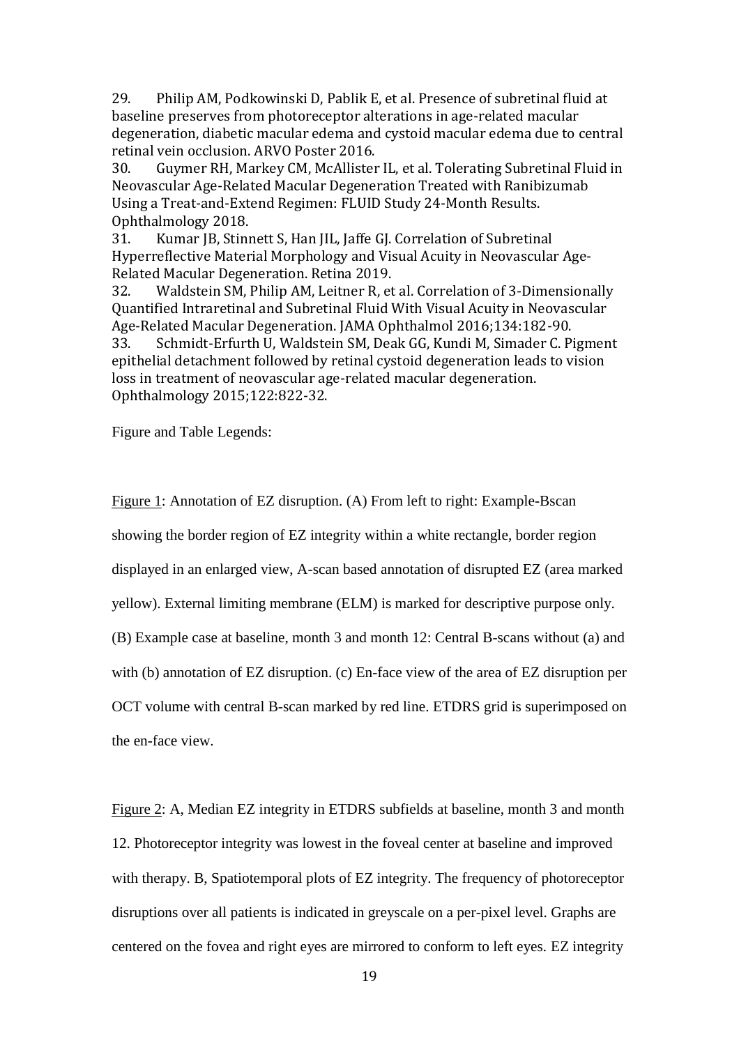29. Philip AM, Podkowinski D, Pablik E, et al. Presence of subretinal fluid at baseline preserves from photoreceptor alterations in age-related macular degeneration, diabetic macular edema and cystoid macular edema due to central retinal vein occlusion. ARVO Poster 2016.
30. Guymer RH, Markey CM, McAllister IL, et al. Tolerating Subretinal Fluid in Neovascular Age-Related Macular Degeneration Treated with Ranibizumab Using a Treat-and-Extend Regimen: FLUID Study 24-Month Results. Ophthalmology 2018.
31. Kumar JB, Stinnett S, Han JIL, Jaffe GJ. Correlation of Subretinal Hyperreflective Material Morphology and Visual Acuity in Neovascular Age-Related Macular Degeneration. Retina 2019.
32. Waldstein SM, Philip AM, Leitner R, et al. Correlation of 3-Dimensionally Quantified Intraretinal and Subretinal Fluid With Visual Acuity in Neovascular Age-Related Macular Degeneration. JAMA Ophthalmol 2016;134:182-90.
33. Schmidt-Erfurth U, Waldstein SM, Deak GG, Kundi M, Simader C. Pigment epithelial detachment followed by retinal cystoid degeneration leads to vision loss in treatment of neovascular age-related macular degeneration. Ophthalmology 2015;122:822-32.

Figure and Table Legends:

Figure 1: Annotation of EZ disruption. (A) From left to right: Example-Bscan showing the border region of EZ integrity within a white rectangle, border region displayed in an enlarged view, A-scan based annotation of disrupted EZ (area marked yellow). External limiting membrane (ELM) is marked for descriptive purpose only. (B) Example case at baseline, month 3 and month 12: Central B-scans without (a) and with (b) annotation of EZ disruption. (c) En-face view of the area of EZ disruption per OCT volume with central B-scan marked by red line. ETDRS grid is superimposed on the en-face view.

Figure 2: A, Median EZ integrity in ETDRS subfields at baseline, month 3 and month 12. Photoreceptor integrity was lowest in the foveal center at baseline and improved with therapy. B, Spatiotemporal plots of EZ integrity. The frequency of photoreceptor disruptions over all patients is indicated in greyscale on a per-pixel level. Graphs are centered on the fovea and right eyes are mirrored to conform to left eyes. EZ integrity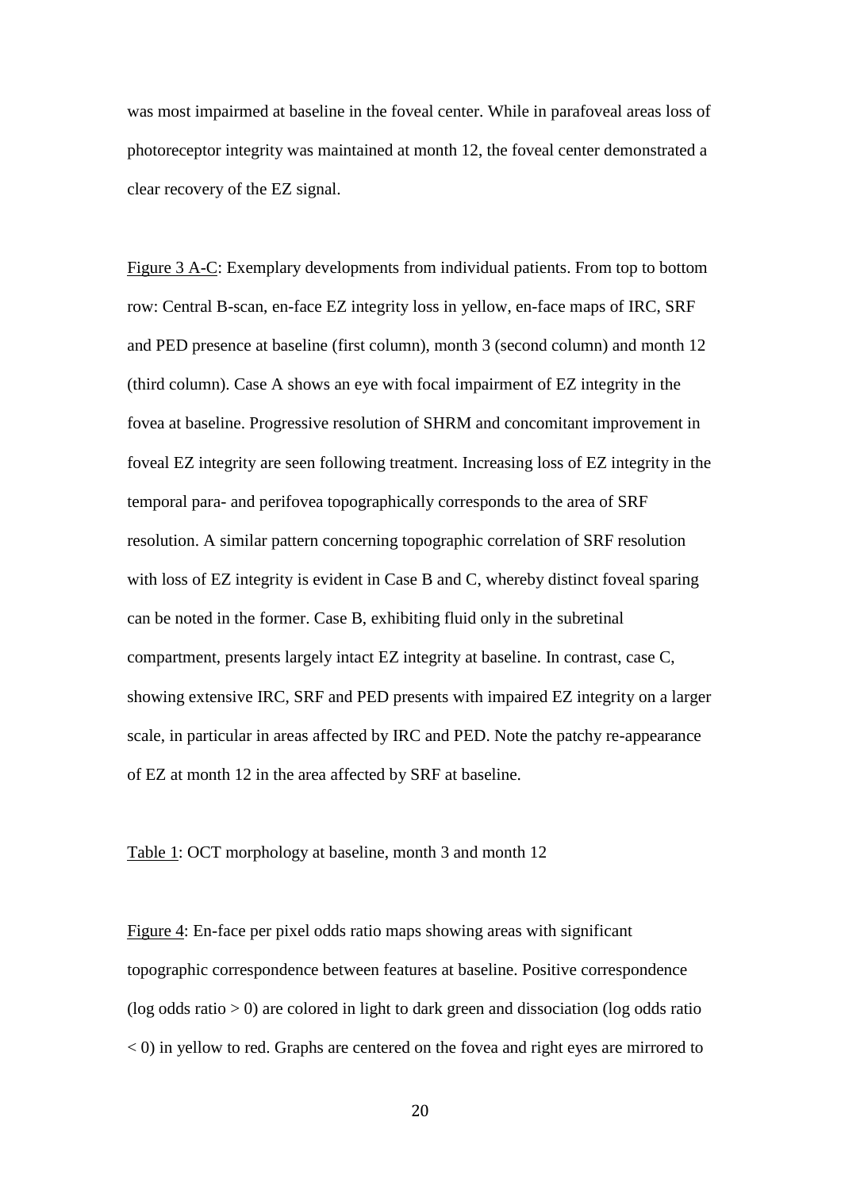was most impairmed at baseline in the foveal center. While in parafoveal areas loss of photoreceptor integrity was maintained at month 12, the foveal center demonstrated a clear recovery of the EZ signal.

Figure 3 A-C: Exemplary developments from individual patients. From top to bottom row: Central B-scan, en-face EZ integrity loss in yellow, en-face maps of IRC, SRF and PED presence at baseline (first column), month 3 (second column) and month 12 (third column). Case A shows an eye with focal impairment of EZ integrity in the fovea at baseline. Progressive resolution of SHRM and concomitant improvement in foveal EZ integrity are seen following treatment. Increasing loss of EZ integrity in the temporal para- and perifovea topographically corresponds to the area of SRF resolution. A similar pattern concerning topographic correlation of SRF resolution with loss of EZ integrity is evident in Case B and C, whereby distinct foveal sparing can be noted in the former. Case B, exhibiting fluid only in the subretinal compartment, presents largely intact EZ integrity at baseline. In contrast, case C, showing extensive IRC, SRF and PED presents with impaired EZ integrity on a larger scale, in particular in areas affected by IRC and PED. Note the patchy re-appearance of EZ at month 12 in the area affected by SRF at baseline.

Table 1: OCT morphology at baseline, month 3 and month 12

Figure 4: En-face per pixel odds ratio maps showing areas with significant topographic correspondence between features at baseline. Positive correspondence (log odds ratio > 0) are colored in light to dark green and dissociation (log odds ratio < 0) in yellow to red. Graphs are centered on the fovea and right eyes are mirrored to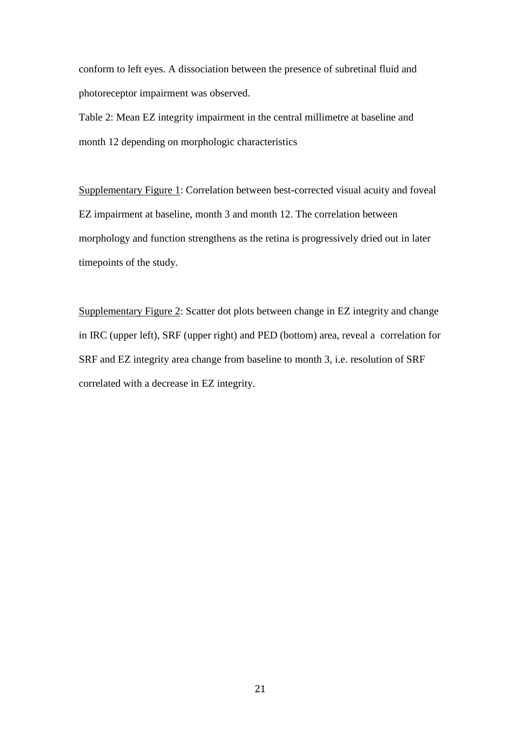conform to left eyes. A dissociation between the presence of subretinal fluid and photoreceptor impairment was observed.

Table 2: Mean EZ integrity impairment in the central millimetre at baseline and month 12 depending on morphologic characteristics

Supplementary Figure 1: Correlation between best-corrected visual acuity and foveal EZ impairment at baseline, month 3 and month 12. The correlation between morphology and function strengthens as the retina is progressively dried out in later timepoints of the study.

Supplementary Figure 2: Scatter dot plots between change in EZ integrity and change in IRC (upper left), SRF (upper right) and PED (bottom) area, reveal a correlation for SRF and EZ integrity area change from baseline to month 3, i.e. resolution of SRF correlated with a decrease in EZ integrity.